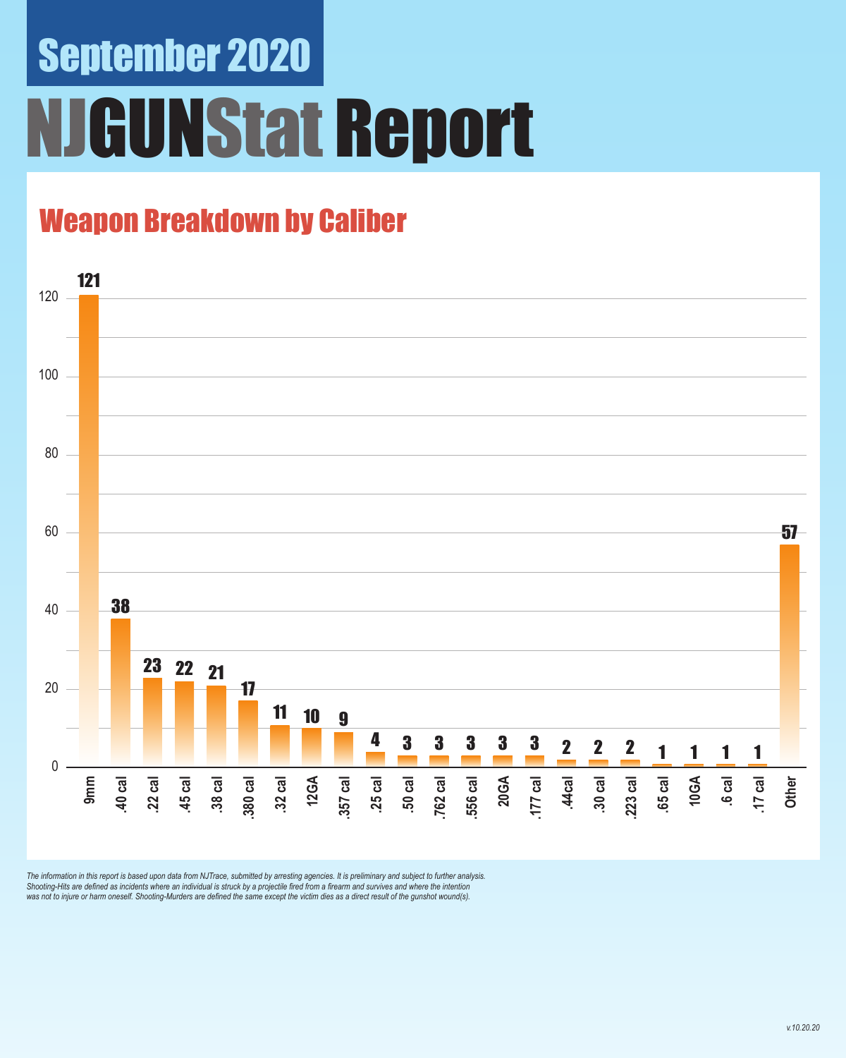# September 2020

# NJGUNStat Report

## Weapon Breakdown by Caliber

| Caliber | Count |
|---|---|
| 9mm | 121 |
| .40 cal | 38 |
| .22 cal | 23 |
| .45 cal | 22 |
| .38 cal | 21 |
| .380 cal | 17 |
| .32 cal | 11 |
| 12GA | 10 |
| .357 cal | 9 |
| .25 cal | 4 |
| .50 cal | 3 |
| .762 cal | 3 |
| .556 cal | 3 |
| 20GA | 3 |
| .177 cal | 3 |
| .44cal | 2 |
| .30 cal | 2 |
| .223 cal | 2 |
| .65 cal | 1 |
| 10GA | 1 |
| .6 cal | 1 |
| .17 cal | 1 |
| Other | 57 |

*The information in this report is based upon data from NJTrace, submitted by arresting agencies. It is preliminary and subject to further analysis. Shooting-Hits are defined as incidents where an individual is struck by a projectile fired from a firearm and survives and where the intention was not to injure or harm oneself. Shooting-Murders are defined the same except the victim dies as a direct result of the gunshot wound(s).*

*v.10.20.20*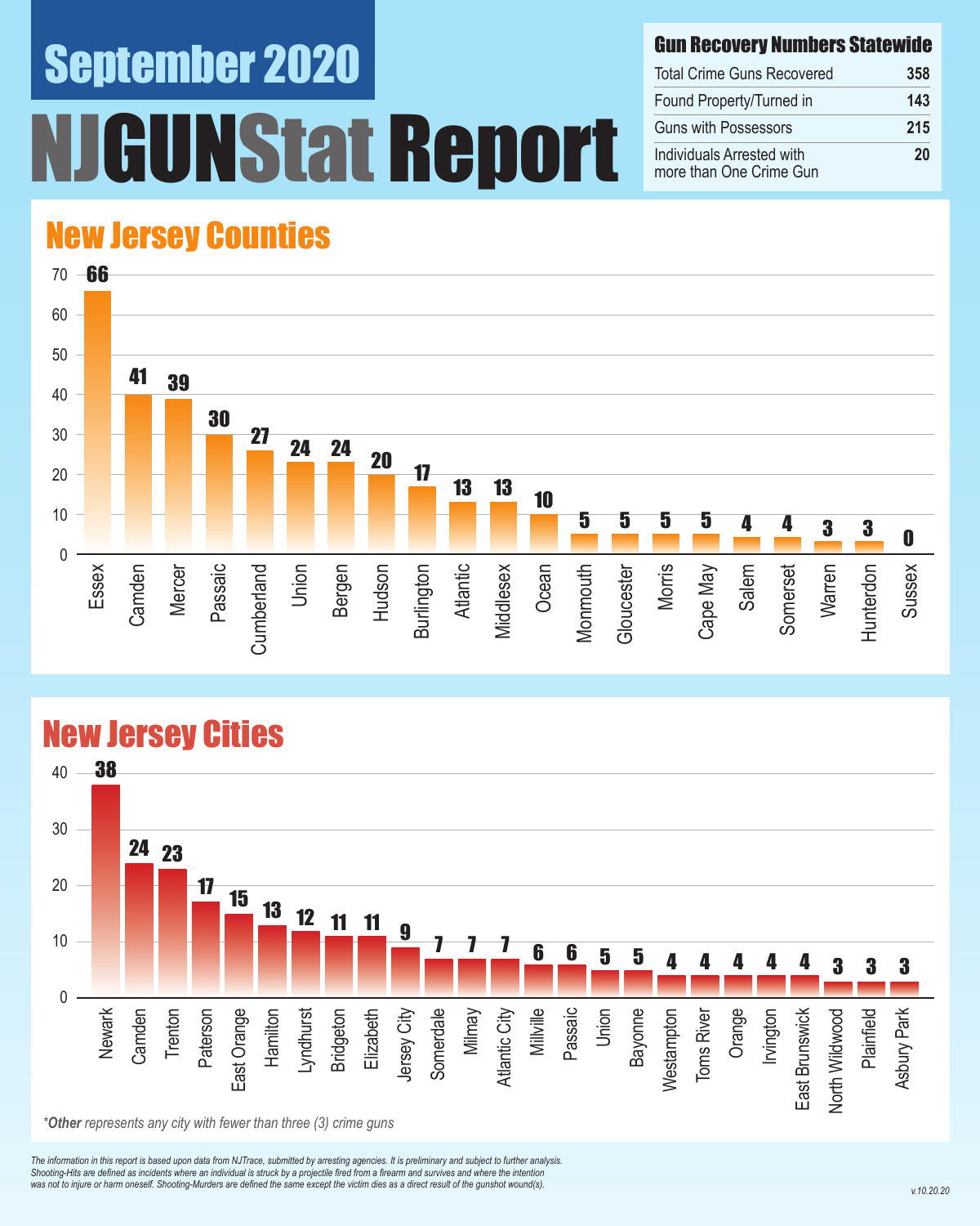# September 2020

# NJGUNStat Report

## Gun Recovery Numbers Statewide

| Gun Recovery Numbers Statewide | |
|---|---|
| Total Crime Guns Recovered | 358 |
| Found Property/Turned in | 143 |
| Guns with Possessors | 215 |
| Individuals Arrested with more than One Crime Gun | 20 |

## New Jersey Counties

| County | Crime Guns |
|---|---|
| Essex | 66 |
| Camden | 41 |
| Mercer | 39 |
| Passaic | 30 |
| Cumberland | 27 |
| Union | 24 |
| Bergen | 24 |
| Hudson | 20 |
| Burlington | 17 |
| Atlantic | 13 |
| Middlesex | 13 |
| Ocean | 10 |
| Monmouth | 5 |
| Gloucester | 5 |
| Morris | 5 |
| Cape May | 5 |
| Salem | 4 |
| Somerset | 4 |
| Warren | 3 |
| Hunterdon | 3 |
| Sussex | 0 |

## New Jersey Cities

| City | Crime Guns |
|---|---|
| Newark | 38 |
| Camden | 24 |
| Trenton | 23 |
| Paterson | 17 |
| East Orange | 15 |
| Hamilton | 13 |
| Lyndhurst | 12 |
| Bridgeton | 11 |
| Elizabeth | 11 |
| Jersey City | 9 |
| Somerdale | 7 |
| Milmay | 7 |
| Atlantic City | 7 |
| Millville | 6 |
| Passaic | 6 |
| Union | 5 |
| Bayonne | 5 |
| Westampton | 4 |
| Toms River | 4 |
| Orange | 4 |
| Irvington | 4 |
| East Brunswick | 4 |
| North Wildwood | 3 |
| Plainfield | 3 |
| Asbury Park | 3 |

*<strong>*Other</strong> represents any city with fewer than three (3) crime guns*

*The information in this report is based upon data from NJTrace, submitted by arresting agencies. It is preliminary and subject to further analysis. Shooting-Hits are defined as incidents where an individual is struck by a projectile fired from a firearm and survives and where the intention was not to injure or harm oneself. Shooting-Murders are defined the same except the victim dies as a direct result of the gunshot wound(s).*

v.10.20.20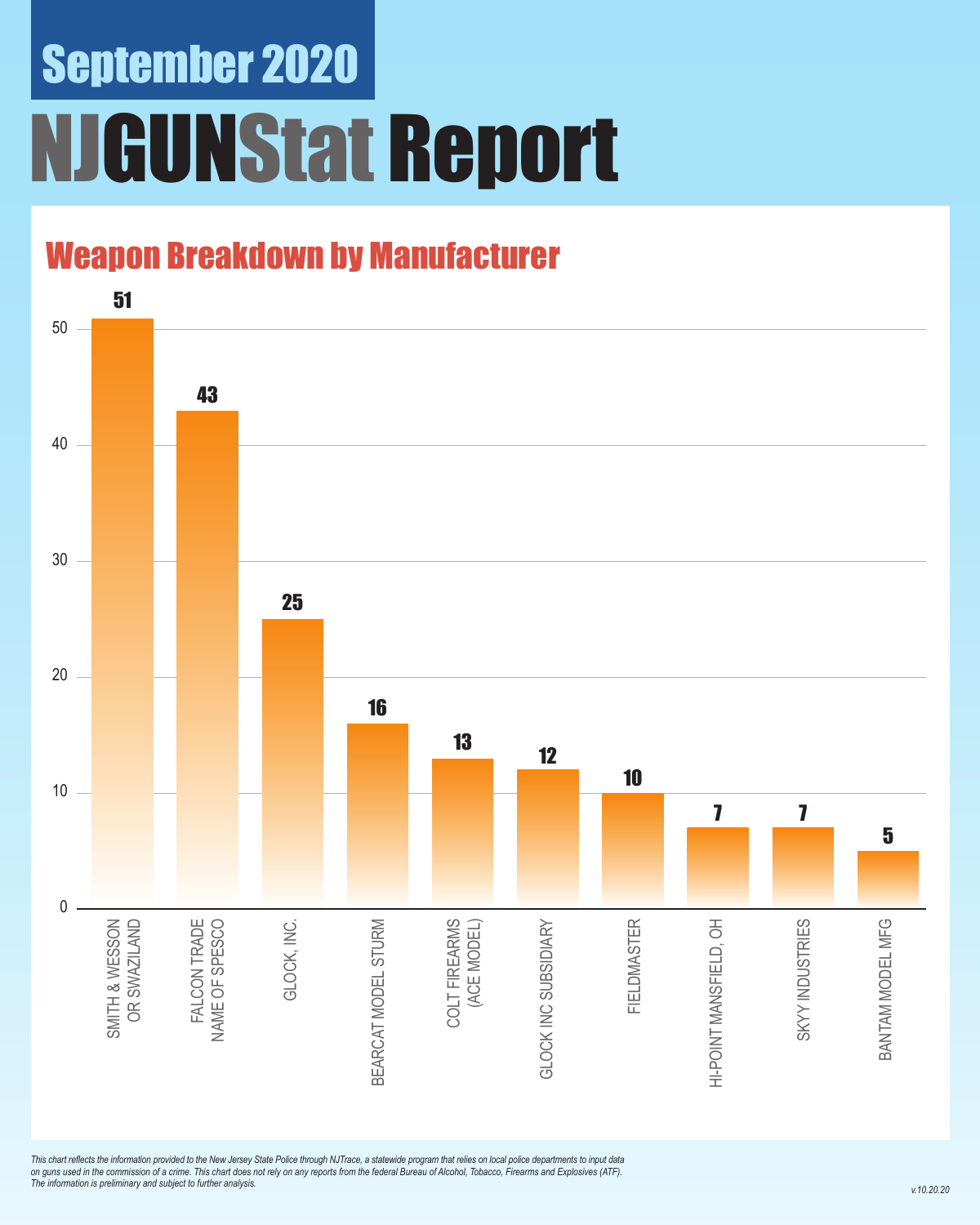September 2020

# NJGUNStat Report

## Weapon Breakdown by Manufacturer

| Manufacturer | Count |
|---|---|
| SMITH & WESSON OR SWAZILAND | 51 |
| FALCON TRADE NAME OF SPESCO | 43 |
| GLOCK, INC. | 25 |
| BEARCAT MODEL STURM | 16 |
| COLT FIREARMS (ACE MODEL) | 13 |
| GLOCK INC SUBSIDIARY | 12 |
| FIELDMASTER | 10 |
| HI-POINT MANSFIELD, OH | 7 |
| SKYY INDUSTRIES | 7 |
| BANTAM MODEL MFG | 5 |

*This chart reflects the information provided to the New Jersey State Police through NJTrace, a statewide program that relies on local police departments to input data on guns used in the commission of a crime. This chart does not rely on any reports from the federal Bureau of Alcohol, Tobacco, Firearms and Explosives (ATF). The information is preliminary and subject to further analysis.*

*v.10.20.20*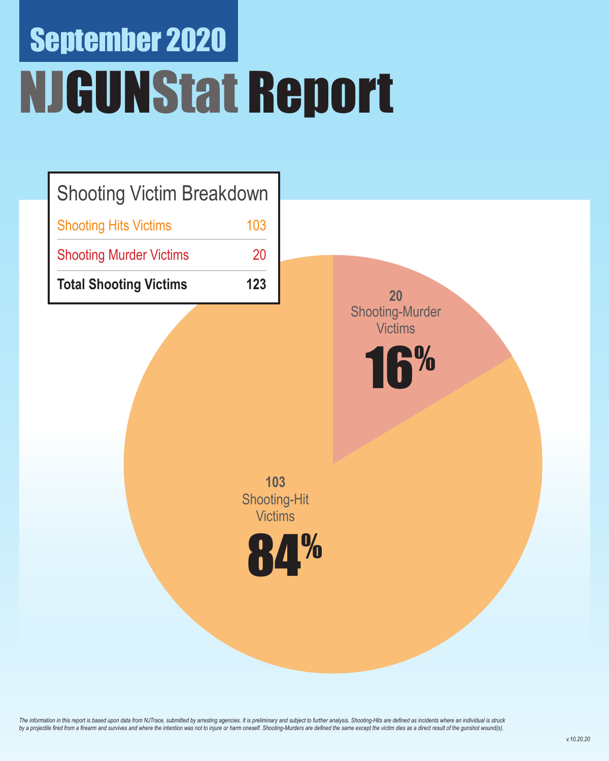## September 2020

# NJGUNStat Report

### Shooting Victim Breakdown

| | |
|---|---|
| Shooting Hits Victims | 103 |
| Shooting Murder Victims | 20 |
| **Total Shooting Victims** | **123** |

20
Shooting-Murder
Victims
16%

103
Shooting-Hit
Victims
84%

*The information in this report is based upon data from NJTrace, submitted by arresting agencies. It is preliminary and subject to further analysis. Shooting-Hits are defined as incidents where an individual is struck by a projectile fired from a firearm and survives and where the intention was not to injure or harm oneself. Shooting-Murders are defined the same except the victim dies as a direct result of the gunshot wound(s).*

*v.10.20.20*